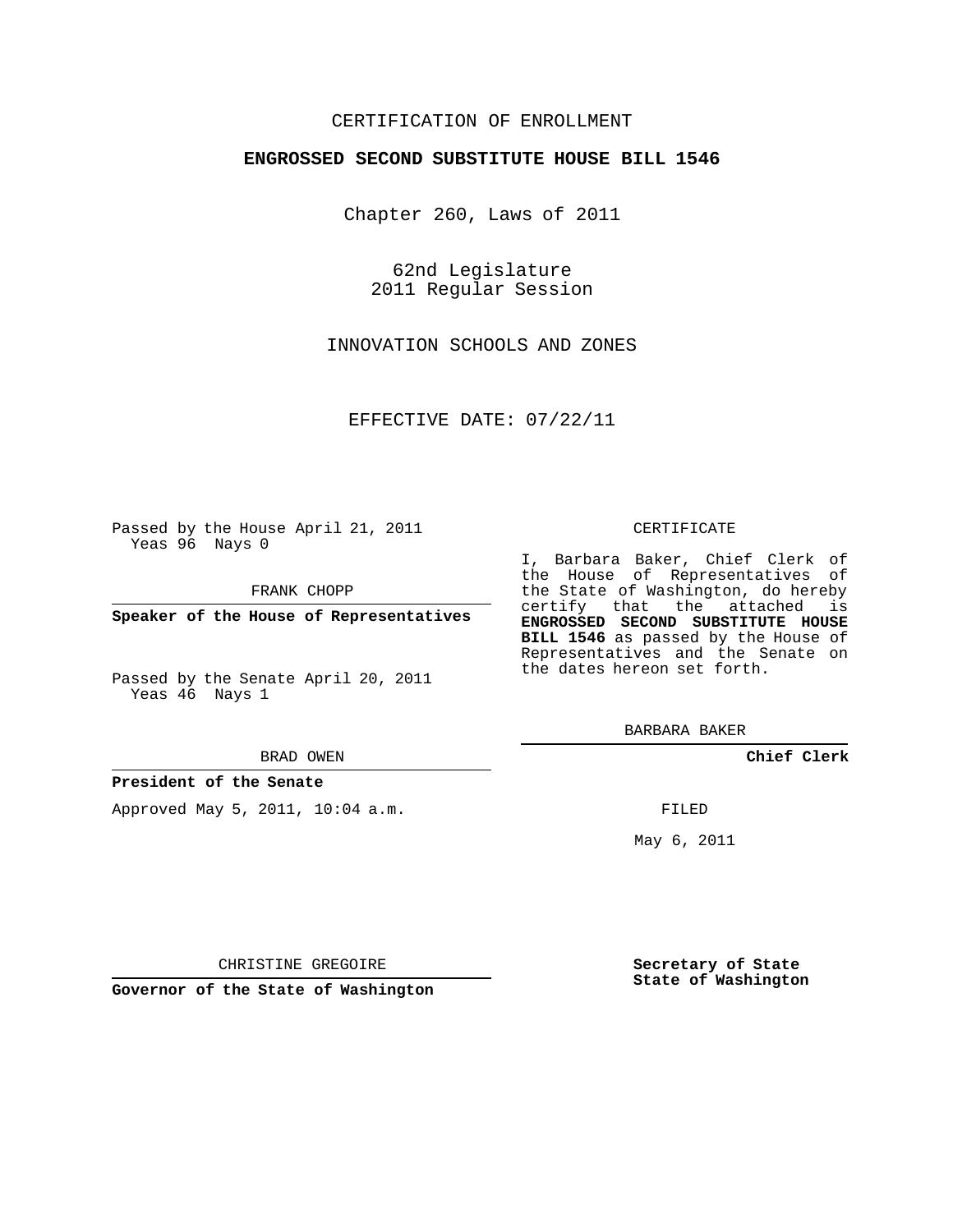CERTIFICATION OF ENROLLMENT

**ENGROSSED SECOND SUBSTITUTE HOUSE BILL 1546**

Chapter 260, Laws of 2011

62nd Legislature
2011 Regular Session

INNOVATION SCHOOLS AND ZONES

EFFECTIVE DATE: 07/22/11

Passed by the House April 21, 2011
Yeas 96 Nays 0

FRANK CHOPP

**Speaker of the House of Representatives**

Passed by the Senate April 20, 2011
Yeas 46 Nays 1

BRAD OWEN

**President of the Senate**

Approved May 5, 2011, 10:04 a.m.

CHRISTINE GREGOIRE

**Governor of the State of Washington**

CERTIFICATE

I, Barbara Baker, Chief Clerk of the House of Representatives of the State of Washington, do hereby certify that the attached is **ENGROSSED SECOND SUBSTITUTE HOUSE BILL 1546** as passed by the House of Representatives and the Senate on the dates hereon set forth.

BARBARA BAKER

**Chief Clerk**

FILED

May 6, 2011

**Secretary of State**
**State of Washington**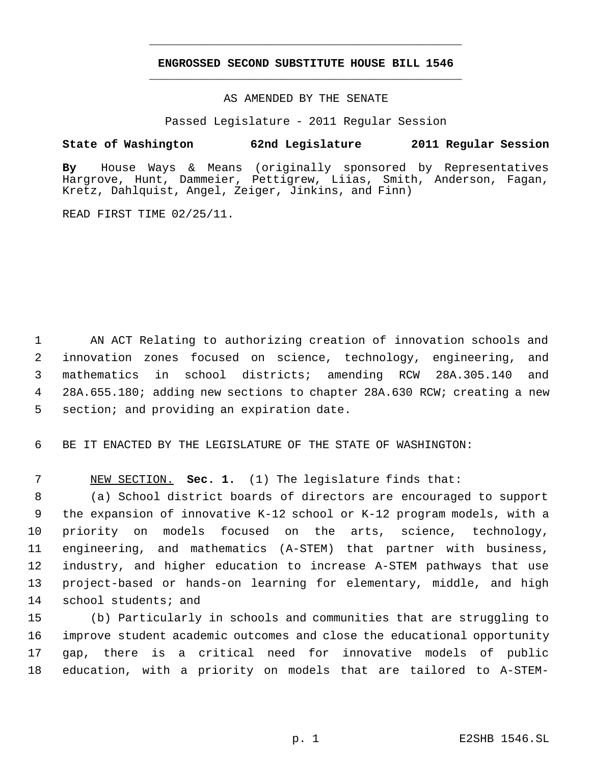# ENGROSSED SECOND SUBSTITUTE HOUSE BILL 1546

AS AMENDED BY THE SENATE

Passed Legislature - 2011 Regular Session

**State of Washington 62nd Legislature 2011 Regular Session**

**By** House Ways & Means (originally sponsored by Representatives Hargrove, Hunt, Dammeier, Pettigrew, Liias, Smith, Anderson, Fagan, Kretz, Dahlquist, Angel, Zeiger, Jinkins, and Finn)

READ FIRST TIME 02/25/11.

1 AN ACT Relating to authorizing creation of innovation schools and
2 innovation zones focused on science, technology, engineering, and
3 mathematics in school districts; amending RCW 28A.305.140 and
4 28A.655.180; adding new sections to chapter 28A.630 RCW; creating a new
5 section; and providing an expiration date.

6 BE IT ENACTED BY THE LEGISLATURE OF THE STATE OF WASHINGTON:

7 NEW SECTION. **Sec. 1.** (1) The legislature finds that:
8 (a) School district boards of directors are encouraged to support
9 the expansion of innovative K-12 school or K-12 program models, with a
10 priority on models focused on the arts, science, technology,
11 engineering, and mathematics (A-STEM) that partner with business,
12 industry, and higher education to increase A-STEM pathways that use
13 project-based or hands-on learning for elementary, middle, and high
14 school students; and
15 (b) Particularly in schools and communities that are struggling to
16 improve student academic outcomes and close the educational opportunity
17 gap, there is a critical need for innovative models of public
18 education, with a priority on models that are tailored to A-STEM-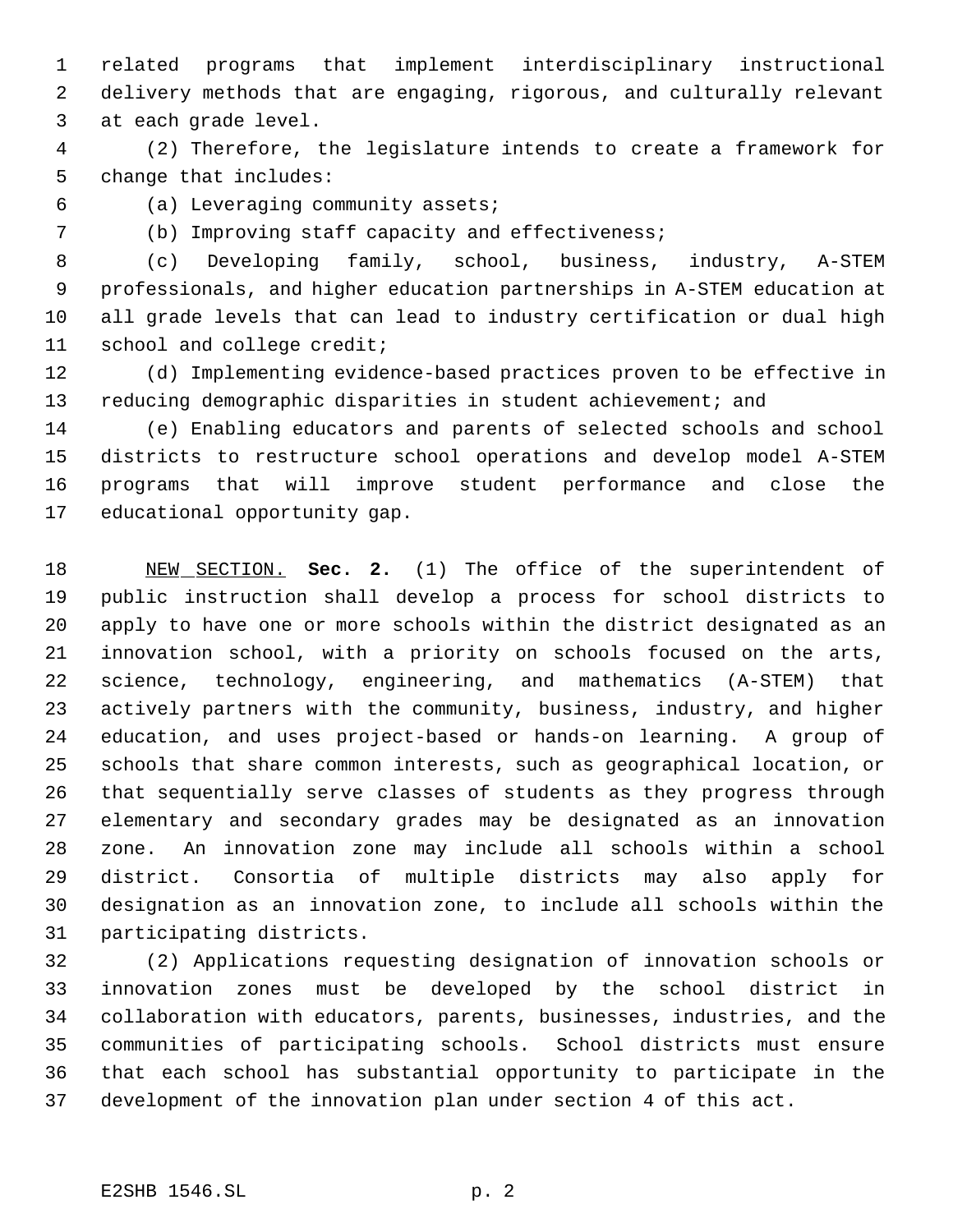related programs that implement interdisciplinary instructional delivery methods that are engaging, rigorous, and culturally relevant at each grade level.

(2) Therefore, the legislature intends to create a framework for change that includes:

(a) Leveraging community assets;

(b) Improving staff capacity and effectiveness;

(c) Developing family, school, business, industry, A-STEM professionals, and higher education partnerships in A-STEM education at all grade levels that can lead to industry certification or dual high school and college credit;

(d) Implementing evidence-based practices proven to be effective in reducing demographic disparities in student achievement; and

(e) Enabling educators and parents of selected schools and school districts to restructure school operations and develop model A-STEM programs that will improve student performance and close the educational opportunity gap.

NEW SECTION. **Sec. 2.** (1) The office of the superintendent of public instruction shall develop a process for school districts to apply to have one or more schools within the district designated as an innovation school, with a priority on schools focused on the arts, science, technology, engineering, and mathematics (A-STEM) that actively partners with the community, business, industry, and higher education, and uses project-based or hands-on learning. A group of schools that share common interests, such as geographical location, or that sequentially serve classes of students as they progress through elementary and secondary grades may be designated as an innovation zone. An innovation zone may include all schools within a school district. Consortia of multiple districts may also apply for designation as an innovation zone, to include all schools within the participating districts.

(2) Applications requesting designation of innovation schools or innovation zones must be developed by the school district in collaboration with educators, parents, businesses, industries, and the communities of participating schools. School districts must ensure that each school has substantial opportunity to participate in the development of the innovation plan under section 4 of this act.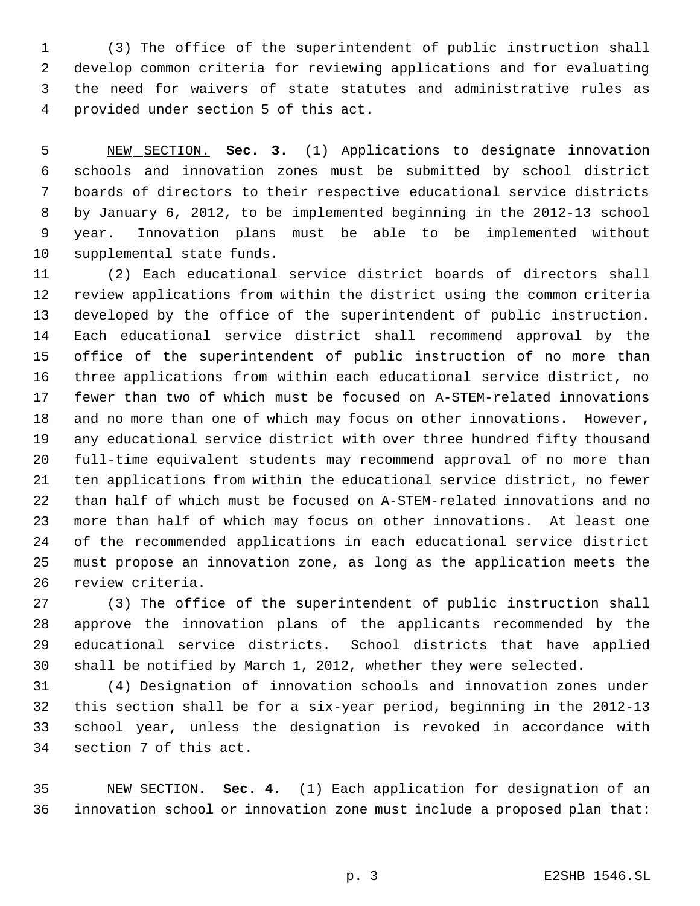(3) The office of the superintendent of public instruction shall develop common criteria for reviewing applications and for evaluating the need for waivers of state statutes and administrative rules as provided under section 5 of this act.

NEW SECTION. **Sec. 3.** (1) Applications to designate innovation schools and innovation zones must be submitted by school district boards of directors to their respective educational service districts by January 6, 2012, to be implemented beginning in the 2012-13 school year. Innovation plans must be able to be implemented without supplemental state funds.

(2) Each educational service district boards of directors shall review applications from within the district using the common criteria developed by the office of the superintendent of public instruction. Each educational service district shall recommend approval by the office of the superintendent of public instruction of no more than three applications from within each educational service district, no fewer than two of which must be focused on A-STEM-related innovations and no more than one of which may focus on other innovations. However, any educational service district with over three hundred fifty thousand full-time equivalent students may recommend approval of no more than ten applications from within the educational service district, no fewer than half of which must be focused on A-STEM-related innovations and no more than half of which may focus on other innovations. At least one of the recommended applications in each educational service district must propose an innovation zone, as long as the application meets the review criteria.

(3) The office of the superintendent of public instruction shall approve the innovation plans of the applicants recommended by the educational service districts. School districts that have applied shall be notified by March 1, 2012, whether they were selected.

(4) Designation of innovation schools and innovation zones under this section shall be for a six-year period, beginning in the 2012-13 school year, unless the designation is revoked in accordance with section 7 of this act.

NEW SECTION. **Sec. 4.** (1) Each application for designation of an innovation school or innovation zone must include a proposed plan that: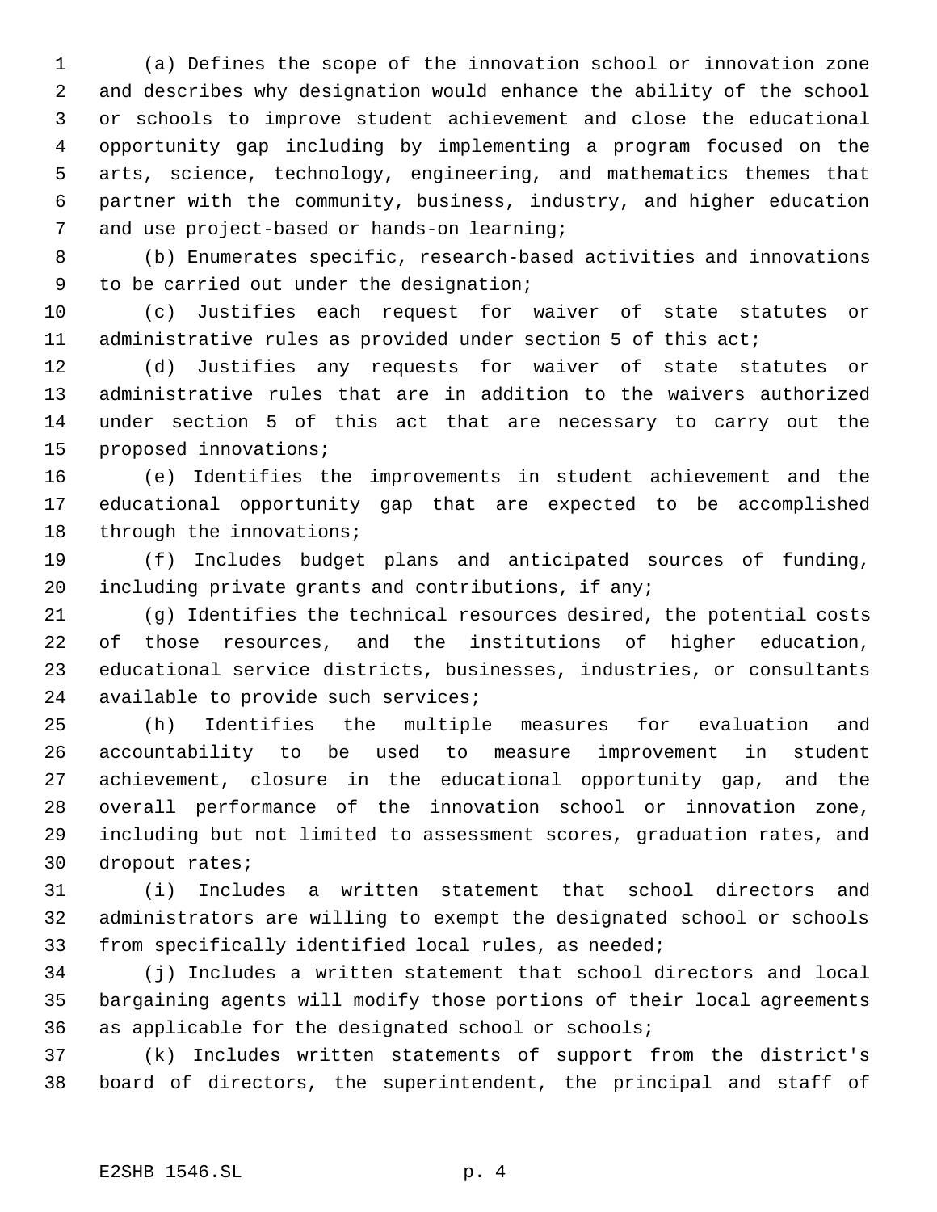(a) Defines the scope of the innovation school or innovation zone and describes why designation would enhance the ability of the school or schools to improve student achievement and close the educational opportunity gap including by implementing a program focused on the arts, science, technology, engineering, and mathematics themes that partner with the community, business, industry, and higher education and use project-based or hands-on learning;

(b) Enumerates specific, research-based activities and innovations to be carried out under the designation;

(c) Justifies each request for waiver of state statutes or administrative rules as provided under section 5 of this act;

(d) Justifies any requests for waiver of state statutes or administrative rules that are in addition to the waivers authorized under section 5 of this act that are necessary to carry out the proposed innovations;

(e) Identifies the improvements in student achievement and the educational opportunity gap that are expected to be accomplished through the innovations;

(f) Includes budget plans and anticipated sources of funding, including private grants and contributions, if any;

(g) Identifies the technical resources desired, the potential costs of those resources, and the institutions of higher education, educational service districts, businesses, industries, or consultants available to provide such services;

(h) Identifies the multiple measures for evaluation and accountability to be used to measure improvement in student achievement, closure in the educational opportunity gap, and the overall performance of the innovation school or innovation zone, including but not limited to assessment scores, graduation rates, and dropout rates;

(i) Includes a written statement that school directors and administrators are willing to exempt the designated school or schools from specifically identified local rules, as needed;

(j) Includes a written statement that school directors and local bargaining agents will modify those portions of their local agreements as applicable for the designated school or schools;

(k) Includes written statements of support from the district's board of directors, the superintendent, the principal and staff of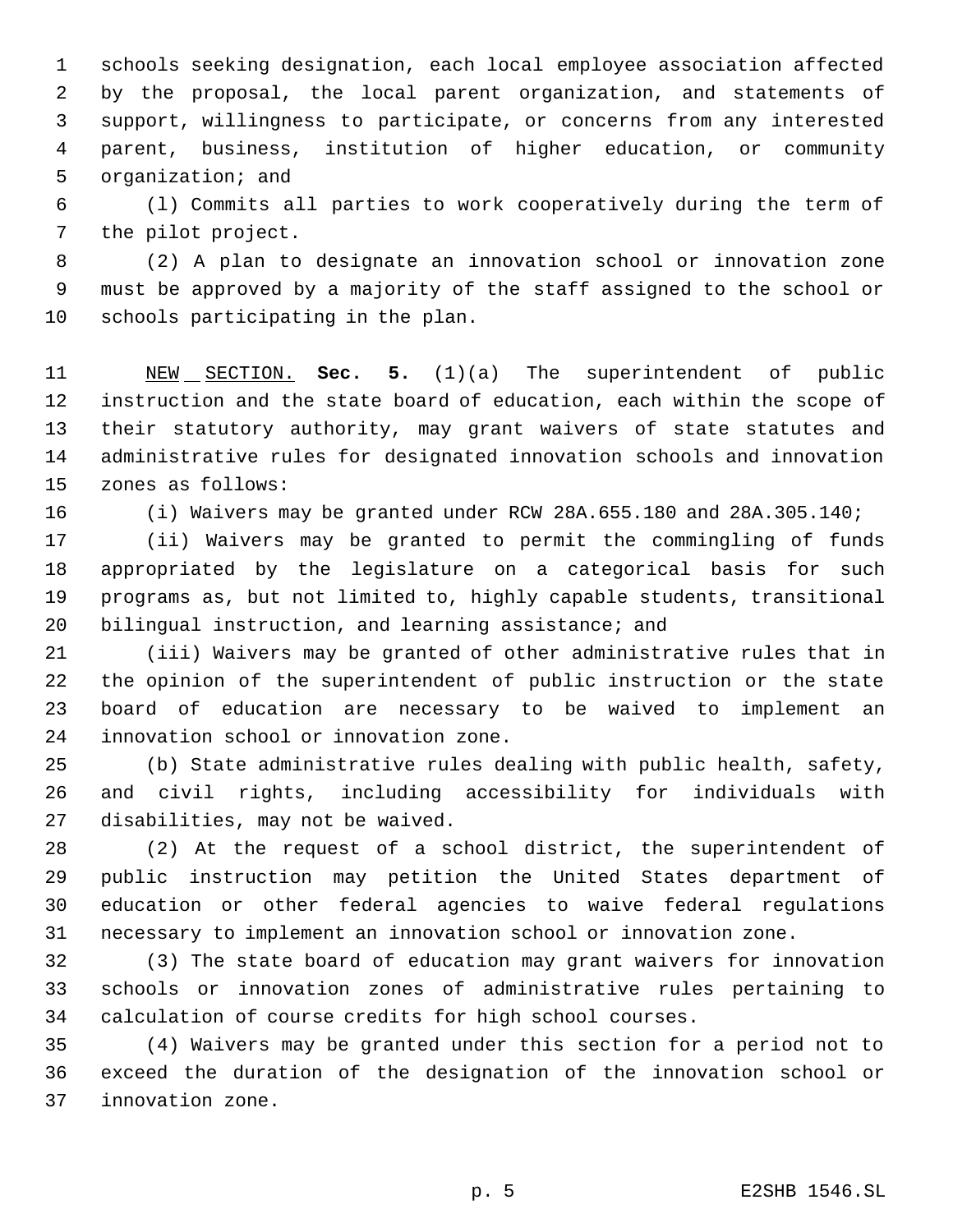schools seeking designation, each local employee association affected by the proposal, the local parent organization, and statements of support, willingness to participate, or concerns from any interested parent, business, institution of higher education, or community organization; and

(l) Commits all parties to work cooperatively during the term of the pilot project.

(2) A plan to designate an innovation school or innovation zone must be approved by a majority of the staff assigned to the school or schools participating in the plan.

NEW SECTION. **Sec. 5.** (1)(a) The superintendent of public instruction and the state board of education, each within the scope of their statutory authority, may grant waivers of state statutes and administrative rules for designated innovation schools and innovation zones as follows:

(i) Waivers may be granted under RCW 28A.655.180 and 28A.305.140;

(ii) Waivers may be granted to permit the commingling of funds appropriated by the legislature on a categorical basis for such programs as, but not limited to, highly capable students, transitional bilingual instruction, and learning assistance; and

(iii) Waivers may be granted of other administrative rules that in the opinion of the superintendent of public instruction or the state board of education are necessary to be waived to implement an innovation school or innovation zone.

(b) State administrative rules dealing with public health, safety, and civil rights, including accessibility for individuals with disabilities, may not be waived.

(2) At the request of a school district, the superintendent of public instruction may petition the United States department of education or other federal agencies to waive federal regulations necessary to implement an innovation school or innovation zone.

(3) The state board of education may grant waivers for innovation schools or innovation zones of administrative rules pertaining to calculation of course credits for high school courses.

(4) Waivers may be granted under this section for a period not to exceed the duration of the designation of the innovation school or innovation zone.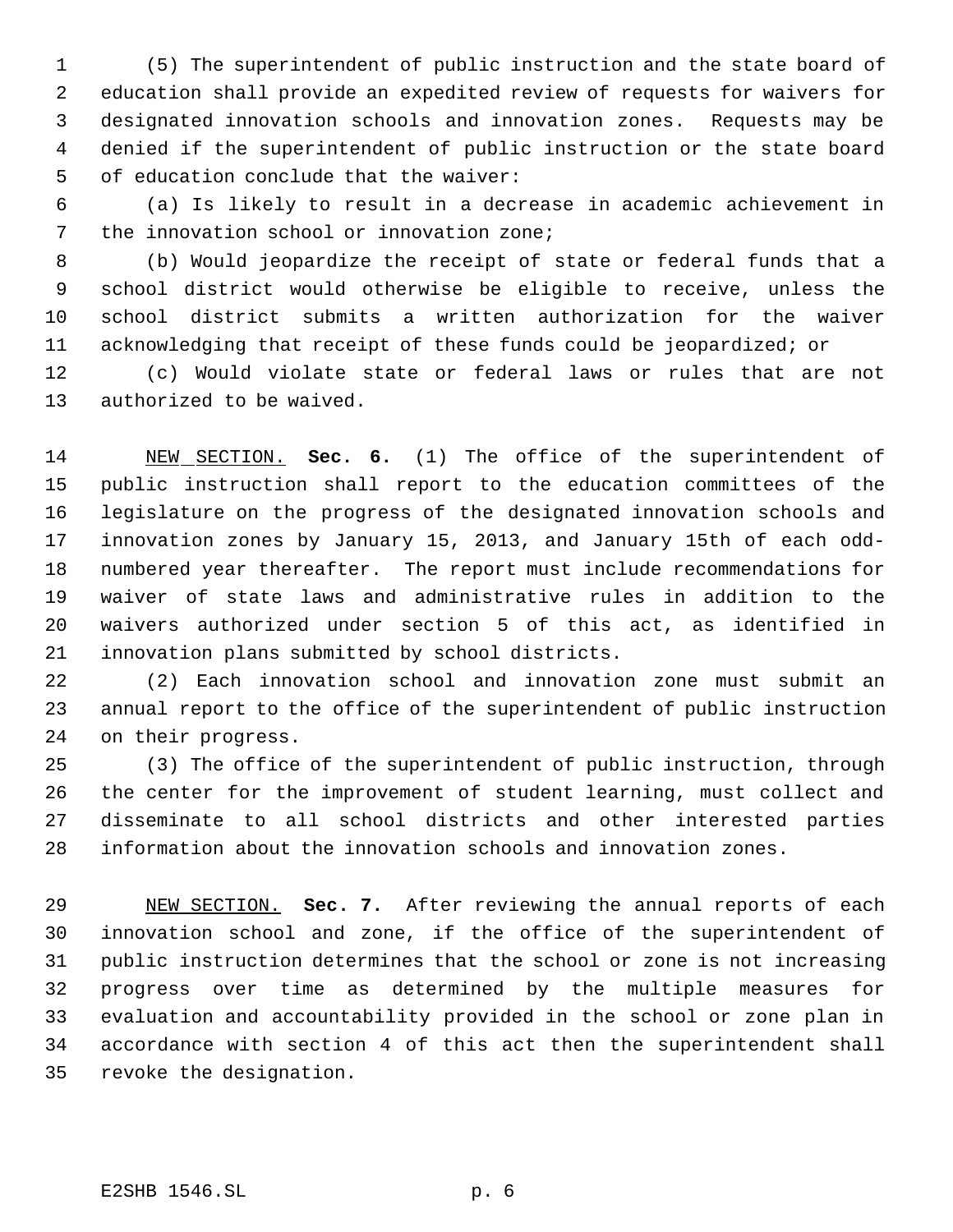(5) The superintendent of public instruction and the state board of education shall provide an expedited review of requests for waivers for designated innovation schools and innovation zones. Requests may be denied if the superintendent of public instruction or the state board of education conclude that the waiver:

(a) Is likely to result in a decrease in academic achievement in the innovation school or innovation zone;

(b) Would jeopardize the receipt of state or federal funds that a school district would otherwise be eligible to receive, unless the school district submits a written authorization for the waiver acknowledging that receipt of these funds could be jeopardized; or

(c) Would violate state or federal laws or rules that are not authorized to be waived.

NEW SECTION. **Sec. 6.** (1) The office of the superintendent of public instruction shall report to the education committees of the legislature on the progress of the designated innovation schools and innovation zones by January 15, 2013, and January 15th of each odd-numbered year thereafter. The report must include recommendations for waiver of state laws and administrative rules in addition to the waivers authorized under section 5 of this act, as identified in innovation plans submitted by school districts.

(2) Each innovation school and innovation zone must submit an annual report to the office of the superintendent of public instruction on their progress.

(3) The office of the superintendent of public instruction, through the center for the improvement of student learning, must collect and disseminate to all school districts and other interested parties information about the innovation schools and innovation zones.

NEW SECTION. **Sec. 7.** After reviewing the annual reports of each innovation school and zone, if the office of the superintendent of public instruction determines that the school or zone is not increasing progress over time as determined by the multiple measures for evaluation and accountability provided in the school or zone plan in accordance with section 4 of this act then the superintendent shall revoke the designation.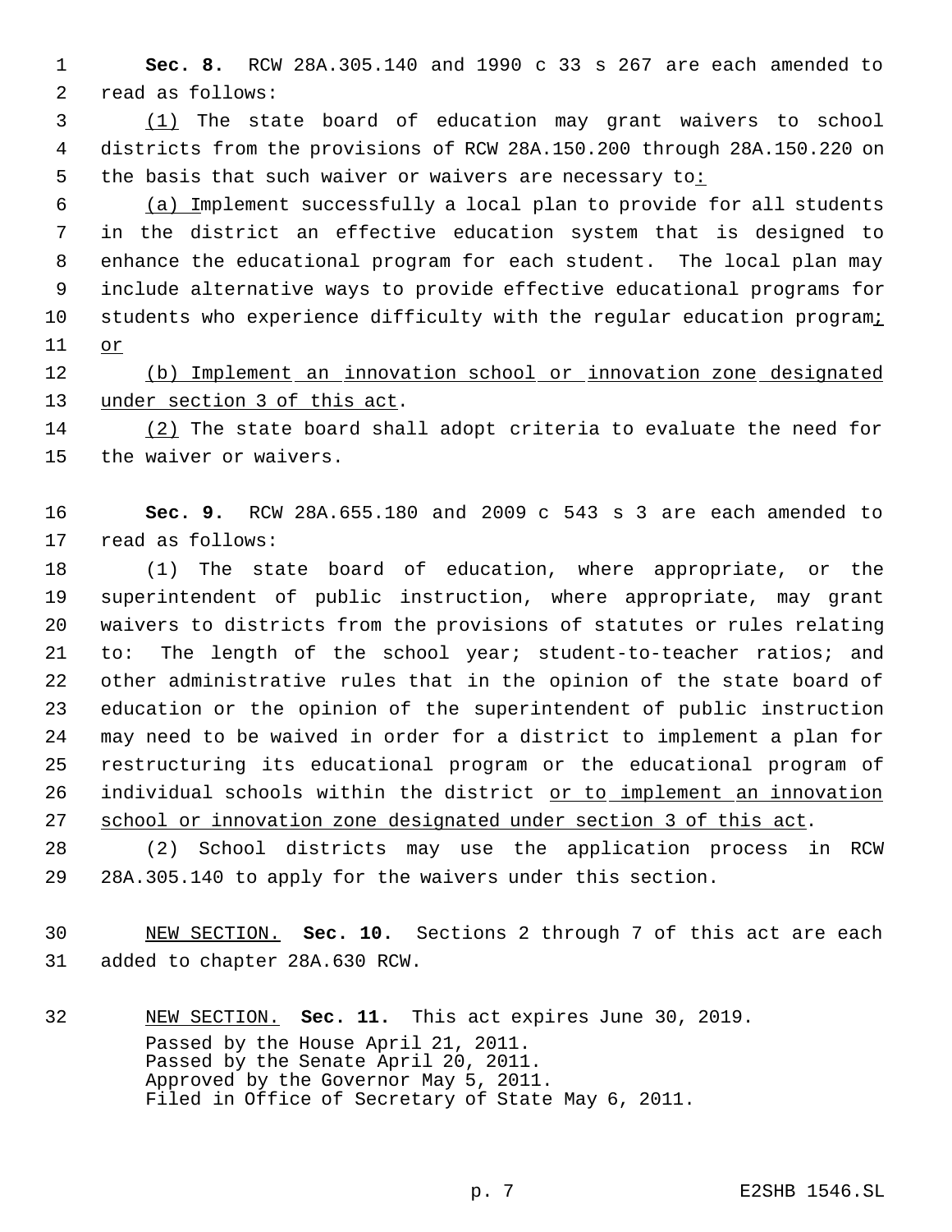**Sec. 8.** RCW 28A.305.140 and 1990 c 33 s 267 are each amended to read as follows:

(1) The state board of education may grant waivers to school districts from the provisions of RCW 28A.150.200 through 28A.150.220 on the basis that such waiver or waivers are necessary to:

(a) Implement successfully a local plan to provide for all students in the district an effective education system that is designed to enhance the educational program for each student. The local plan may include alternative ways to provide effective educational programs for students who experience difficulty with the regular education program; or

(b) Implement an innovation school or innovation zone designated under section 3 of this act.

(2) The state board shall adopt criteria to evaluate the need for the waiver or waivers.

**Sec. 9.** RCW 28A.655.180 and 2009 c 543 s 3 are each amended to read as follows:

(1) The state board of education, where appropriate, or the superintendent of public instruction, where appropriate, may grant waivers to districts from the provisions of statutes or rules relating to: The length of the school year; student-to-teacher ratios; and other administrative rules that in the opinion of the state board of education or the opinion of the superintendent of public instruction may need to be waived in order for a district to implement a plan for restructuring its educational program or the educational program of individual schools within the district or to implement an innovation school or innovation zone designated under section 3 of this act.

(2) School districts may use the application process in RCW 28A.305.140 to apply for the waivers under this section.

NEW SECTION. **Sec. 10.** Sections 2 through 7 of this act are each added to chapter 28A.630 RCW.

NEW SECTION. **Sec. 11.** This act expires June 30, 2019.

Passed by the House April 21, 2011.
Passed by the Senate April 20, 2011.
Approved by the Governor May 5, 2011.
Filed in Office of Secretary of State May 6, 2011.